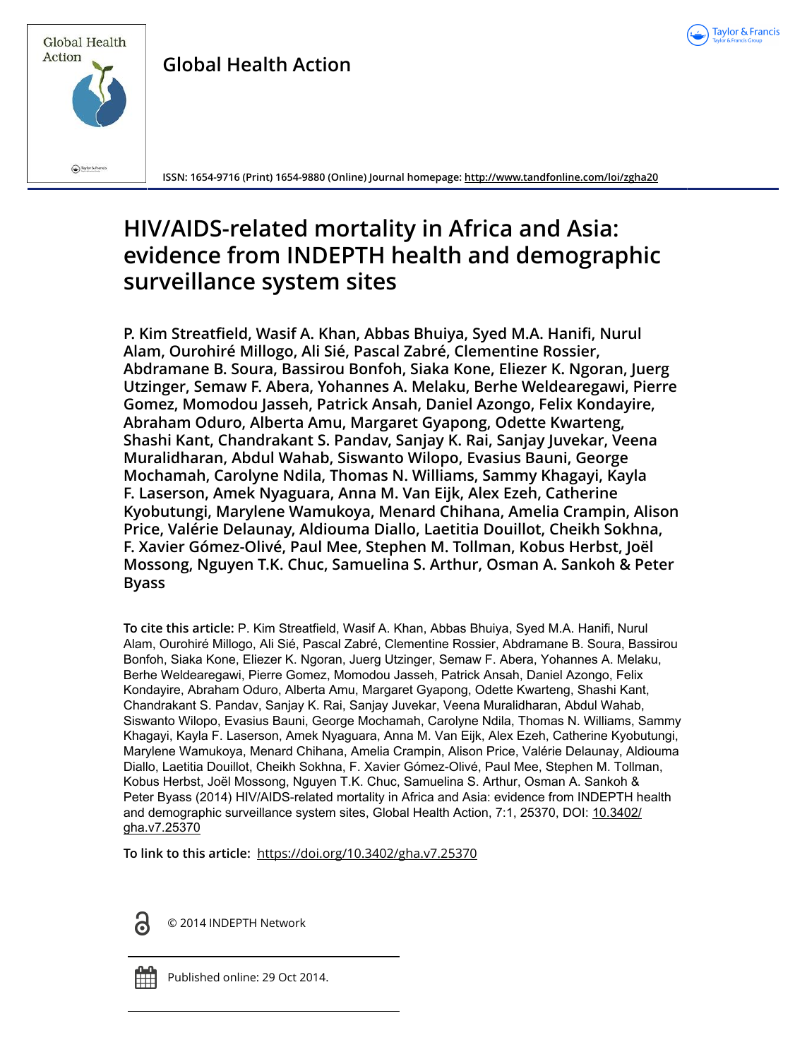Global Health Action

ISSN: 1654-9716 (Print) 1654-9880 (Online) Journal homepage: http://www.tandfonline.com/loi/zgha20

# HIV/AIDS-related mortality in Africa and Asia: evidence from INDEPTH health and demographic surveillance system sites

**P. Kim Streatfield, Wasif A. Khan, Abbas Bhuiya, Syed M.A. Hanifi, Nurul Alam, Ourohiré Millogo, Ali Sié, Pascal Zabré, Clementine Rossier, Abdramane B. Soura, Bassirou Bonfoh, Siaka Kone, Eliezer K. Ngoran, Juerg Utzinger, Semaw F. Abera, Yohannes A. Melaku, Berhe Weldearegawi, Pierre Gomez, Momodou Jasseh, Patrick Ansah, Daniel Azongo, Felix Kondayire, Abraham Oduro, Alberta Amu, Margaret Gyapong, Odette Kwarteng, Shashi Kant, Chandrakant S. Pandav, Sanjay K. Rai, Sanjay Juvekar, Veena Muralidharan, Abdul Wahab, Siswanto Wilopo, Evasius Bauni, George Mochamah, Carolyne Ndila, Thomas N. Williams, Sammy Khagayi, Kayla F. Laserson, Amek Nyaguara, Anna M. Van Eijk, Alex Ezeh, Catherine Kyobutungi, Marylene Wamukoya, Menard Chihana, Amelia Crampin, Alison Price, Valérie Delaunay, Aldiouma Diallo, Laetitia Douillot, Cheikh Sokhna, F. Xavier Gómez-Olivé, Paul Mee, Stephen M. Tollman, Kobus Herbst, Joël Mossong, Nguyen T.K. Chuc, Samuelina S. Arthur, Osman A. Sankoh & Peter Byass**

**To cite this article:** P. Kim Streatfield, Wasif A. Khan, Abbas Bhuiya, Syed M.A. Hanifi, Nurul Alam, Ourohiré Millogo, Ali Sié, Pascal Zabré, Clementine Rossier, Abdramane B. Soura, Bassirou Bonfoh, Siaka Kone, Eliezer K. Ngoran, Juerg Utzinger, Semaw F. Abera, Yohannes A. Melaku, Berhe Weldearegawi, Pierre Gomez, Momodou Jasseh, Patrick Ansah, Daniel Azongo, Felix Kondayire, Abraham Oduro, Alberta Amu, Margaret Gyapong, Odette Kwarteng, Shashi Kant, Chandrakant S. Pandav, Sanjay K. Rai, Sanjay Juvekar, Veena Muralidharan, Abdul Wahab, Siswanto Wilopo, Evasius Bauni, George Mochamah, Carolyne Ndila, Thomas N. Williams, Sammy Khagayi, Kayla F. Laserson, Amek Nyaguara, Anna M. Van Eijk, Alex Ezeh, Catherine Kyobutungi, Marylene Wamukoya, Menard Chihana, Amelia Crampin, Alison Price, Valérie Delaunay, Aldiouma Diallo, Laetitia Douillot, Cheikh Sokhna, F. Xavier Gómez-Olivé, Paul Mee, Stephen M. Tollman, Kobus Herbst, Joël Mossong, Nguyen T.K. Chuc, Samuelina S. Arthur, Osman A. Sankoh & Peter Byass (2014) HIV/AIDS-related mortality in Africa and Asia: evidence from INDEPTH health and demographic surveillance system sites, Global Health Action, 7:1, 25370, DOI: 10.3402/gha.v7.25370

**To link to this article:** https://doi.org/10.3402/gha.v7.25370

© 2014 INDEPTH Network

Published online: 29 Oct 2014.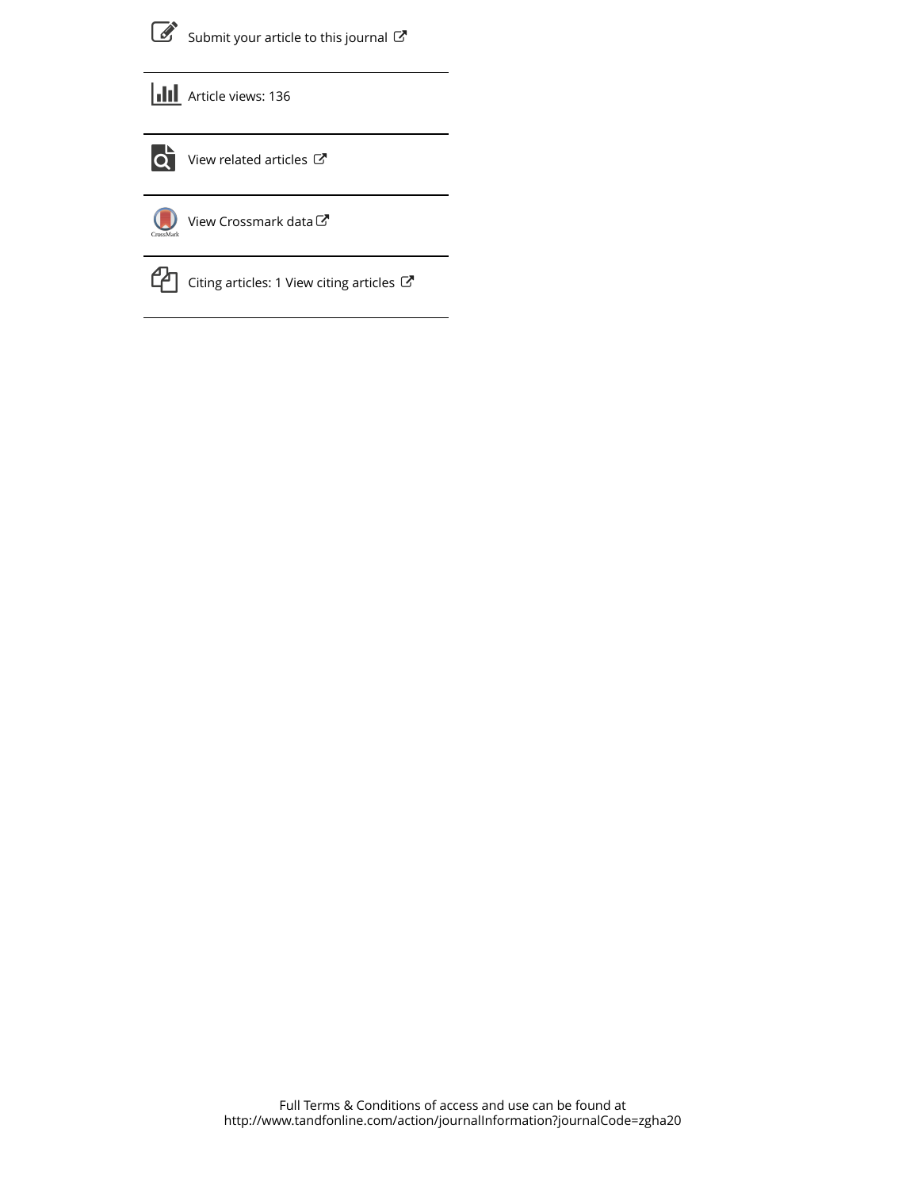Submit your article to this journal

Article views: 136

View related articles

View Crossmark data

Citing articles: 1 View citing articles

Full Terms & Conditions of access and use can be found at
http://www.tandfonline.com/action/journalInformation?journalCode=zgha20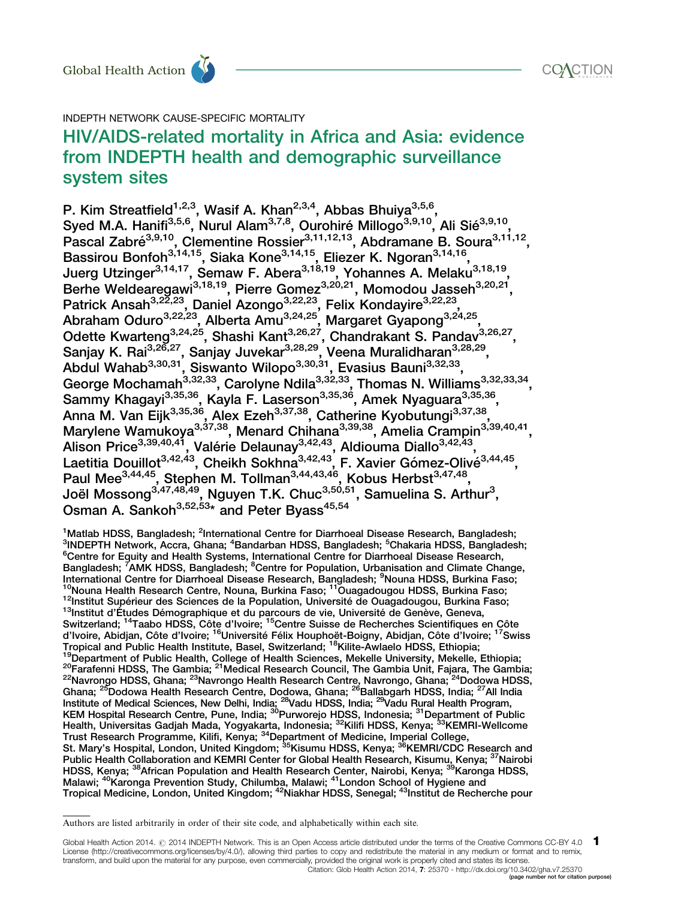INDEPTH NETWORK CAUSE-SPECIFIC MORTALITY

# HIV/AIDS-related mortality in Africa and Asia: evidence from INDEPTH health and demographic surveillance system sites

P. Kim Streatfield[1,2,3], Wasif A. Khan[2,3,4], Abbas Bhuiya[3,5,6], Syed M.A. Hanifi[3,5,6], Nurul Alam[3,7,8], Ourohiré Millogo[3,9,10], Ali Sié[3,9,10], Pascal Zabré[3,9,10], Clementine Rossier[3,11,12,13], Abdramane B. Soura[3,11,12], Bassirou Bonfoh[3,14,15], Siaka Kone[3,14,15], Eliezer K. Ngoran[3,14,16], Juerg Utzinger[3,14,17], Semaw F. Abera[3,18,19], Yohannes A. Melaku[3,18,19], Berhe Weldearegawi[3,18,19], Pierre Gomez[3,20,21], Momodou Jasseh[3,20,21], Patrick Ansah[3,22,23], Daniel Azongo[3,22,23], Felix Kondayire[3,22,23], Abraham Oduro[3,22,23], Alberta Amu[3,24,25], Margaret Gyapong[3,24,25], Odette Kwarteng[3,24,25], Shashi Kant[3,26,27], Chandrakant S. Pandav[3,26,27], Sanjay K. Rai[3,26,27], Sanjay Juvekar[3,28,29], Veena Muralidharan[3,28,29], Abdul Wahab[3,30,31], Siswanto Wilopo[3,30,31], Evasius Bauni[3,32,33], George Mochamah[3,32,33], Carolyne Ndila[3,32,33], Thomas N. Williams[3,32,33,34], Sammy Khagayi[3,35,36], Kayla F. Laserson[3,35,36], Amek Nyaguara[3,35,36], Anna M. Van Eijk[3,35,36], Alex Ezeh[3,37,38], Catherine Kyobutungi[3,37,38], Marylene Wamukoya[3,37,38], Menard Chihana[3,39,38], Amelia Crampin[3,39,40,41], Alison Price[3,39,40,41], Valérie Delaunay[3,42,43], Aldiouma Diallo[3,42,43], Laetitia Douillot[3,42,43], Cheikh Sokhna[3,42,43], F. Xavier Gómez-Olivé[3,44,45], Paul Mee[3,44,45], Stephen M. Tollman[3,44,43,46], Kobus Herbst[3,47,48], Joël Mossong[3,47,48,49], Nguyen T.K. Chuc[3,50,51], Samuelina S. Arthur[3], Osman A. Sankoh[3,52,53]* and Peter Byass[45,54]

[1]Matlab HDSS, Bangladesh; [2]International Centre for Diarrhoeal Disease Research, Bangladesh; [3]INDEPTH Network, Accra, Ghana; [4]Bandarban HDSS, Bangladesh; [5]Chakaria HDSS, Bangladesh; [6]Centre for Equity and Health Systems, International Centre for Diarrhoeal Disease Research, Bangladesh; [7]AMK HDSS, Bangladesh; [8]Centre for Population, Urbanisation and Climate Change, International Centre for Diarrhoeal Disease Research, Bangladesh; [9]Nouna HDSS, Burkina Faso; [10]Nouna Health Research Centre, Nouna, Burkina Faso; [11]Ouagadougou HDSS, Burkina Faso; [12]Institut Supérieur des Sciences de la Population, Université de Ouagadougou, Burkina Faso; [13]Institut d'Études Démographique et du parcours de vie, Université de Genève, Geneva, Switzerland; [14]Taabo HDSS, Côte d'Ivoire; [15]Centre Suisse de Recherches Scientifiques en Côte d'Ivoire, Abidjan, Côte d'Ivoire; [16]Université Félix Houphoët-Boigny, Abidjan, Côte d'Ivoire; [17]Swiss Tropical and Public Health Institute, Basel, Switzerland; [18]Kilite-Awlaelo HDSS, Ethiopia; [19]Department of Public Health, College of Health Sciences, Mekelle University, Mekelle, Ethiopia; [20]Farafenni HDSS, The Gambia; [21]Medical Research Council, The Gambia Unit, Fajara, The Gambia; [22]Navrongo HDSS, Ghana; [23]Navrongo Health Research Centre, Navrongo, Ghana; [24]Dodowa HDSS, Ghana; [25]Dodowa Health Research Centre, Dodowa, Ghana; [26]Ballabgarh HDSS, India; [27]All India Institute of Medical Sciences, New Delhi, India; [28]Vadu HDSS, India; [29]Vadu Rural Health Program, KEM Hospital Research Centre, Pune, India; [30]Purworejo HDSS, Indonesia; [31]Department of Public Health, Universitas Gadjah Mada, Yogyakarta, Indonesia; [32]Kilifi HDSS, Kenya; [33]KEMRI-Wellcome Trust Research Programme, Kilifi, Kenya; [34]Department of Medicine, Imperial College, St. Mary's Hospital, London, United Kingdom; [35]Kisumu HDSS, Kenya; [36]KEMRI/CDC Research and Public Health Collaboration and KEMRI Center for Global Health Research, Kisumu, Kenya; [37]Nairobi HDSS, Kenya; [38]African Population and Health Research Center, Nairobi, Kenya; [39]Karonga HDSS, Malawi; [40]Karonga Prevention Study, Chilumba, Malawi; [41]London School of Hygiene and Tropical Medicine, London, United Kingdom; [42]Niakhar HDSS, Senegal; [43]Institut de Recherche pour

Authors are listed arbitrarily in order of their site code, and alphabetically within each site.

Global Health Action 2014. © 2014 INDEPTH Network. This is an Open Access article distributed under the terms of the Creative Commons CC-BY 4.0 License (http://creativecommons.org/licenses/by/4.0/), allowing third parties to copy and redistribute the material in any medium or format and to remix, transform, and build upon the material for any purpose, even commercially, provided the original work is properly cited and states its license.
Citation: Glob Health Action 2014, 7: 25370 - http://dx.doi.org/10.3402/gha.v7.25370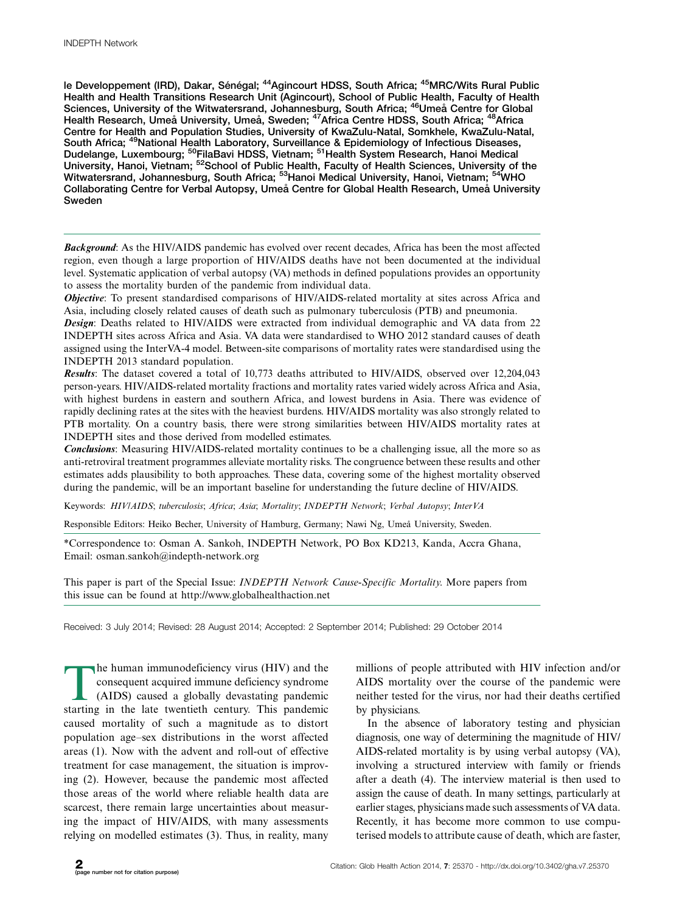le Developpement (IRD), Dakar, Sénégal; [44]Agincourt HDSS, South Africa; [45]MRC/Wits Rural Public Health and Health Transitions Research Unit (Agincourt), School of Public Health, Faculty of Health Sciences, University of the Witwatersrand, Johannesburg, South Africa; [46]Umeå Centre for Global Health Research, Umeå University, Umeå, Sweden; [47]Africa Centre HDSS, South Africa; [48]Africa Centre for Health and Population Studies, University of KwaZulu-Natal, Somkhele, KwaZulu-Natal, South Africa; [49]National Health Laboratory, Surveillance & Epidemiology of Infectious Diseases, Dudelange, Luxembourg; [50]FilaBavi HDSS, Vietnam; [51]Health System Research, Hanoi Medical University, Hanoi, Vietnam; [52]School of Public Health, Faculty of Health Sciences, University of the Witwatersrand, Johannesburg, South Africa; [53]Hanoi Medical University, Hanoi, Vietnam; [54]WHO Collaborating Centre for Verbal Autopsy, Umeå Centre for Global Health Research, Umeå University Sweden

***Background***: As the HIV/AIDS pandemic has evolved over recent decades, Africa has been the most affected region, even though a large proportion of HIV/AIDS deaths have not been documented at the individual level. Systematic application of verbal autopsy (VA) methods in defined populations provides an opportunity to assess the mortality burden of the pandemic from individual data.

***Objective***: To present standardised comparisons of HIV/AIDS-related mortality at sites across Africa and Asia, including closely related causes of death such as pulmonary tuberculosis (PTB) and pneumonia.

***Design***: Deaths related to HIV/AIDS were extracted from individual demographic and VA data from 22 INDEPTH sites across Africa and Asia. VA data were standardised to WHO 2012 standard causes of death assigned using the InterVA-4 model. Between-site comparisons of mortality rates were standardised using the INDEPTH 2013 standard population.

***Results***: The dataset covered a total of 10,773 deaths attributed to HIV/AIDS, observed over 12,204,043 person-years. HIV/AIDS-related mortality fractions and mortality rates varied widely across Africa and Asia, with highest burdens in eastern and southern Africa, and lowest burdens in Asia. There was evidence of rapidly declining rates at the sites with the heaviest burdens. HIV/AIDS mortality was also strongly related to PTB mortality. On a country basis, there were strong similarities between HIV/AIDS mortality rates at INDEPTH sites and those derived from modelled estimates.

***Conclusions***: Measuring HIV/AIDS-related mortality continues to be a challenging issue, all the more so as anti-retroviral treatment programmes alleviate mortality risks. The congruence between these results and other estimates adds plausibility to both approaches. These data, covering some of the highest mortality observed during the pandemic, will be an important baseline for understanding the future decline of HIV/AIDS.

Keywords: *HIV/AIDS*; *tuberculosis*; *Africa*; *Asia*; *Mortality*; *INDEPTH Network*; *Verbal Autopsy*; *InterVA*

Responsible Editors: Heiko Becher, University of Hamburg, Germany; Nawi Ng, Umeå University, Sweden.

*Correspondence to: Osman A. Sankoh, INDEPTH Network, PO Box KD213, Kanda, Accra Ghana, Email: osman.sankoh@indepth-network.org

This paper is part of the Special Issue: *INDEPTH Network Cause-Specific Mortality*. More papers from this issue can be found at http://www.globalhealthaction.net

Received: 3 July 2014; Revised: 28 August 2014; Accepted: 2 September 2014; Published: 29 October 2014

The human immunodeficiency virus (HIV) and the consequent acquired immune deficiency syndrome (AIDS) caused a globally devastating pandemic starting in the late twentieth century. This pandemic caused mortality of such a magnitude as to distort population age–sex distributions in the worst affected areas (1). Now with the advent and roll-out of effective treatment for case management, the situation is improving (2). However, because the pandemic most affected those areas of the world where reliable health data are scarcest, there remain large uncertainties about measuring the impact of HIV/AIDS, with many assessments relying on modelled estimates (3). Thus, in reality, many millions of people attributed with HIV infection and/or AIDS mortality over the course of the pandemic were neither tested for the virus, nor had their deaths certified by physicians.

In the absence of laboratory testing and physician diagnosis, one way of determining the magnitude of HIV/AIDS-related mortality is by using verbal autopsy (VA), involving a structured interview with family or friends after a death (4). The interview material is then used to assign the cause of death. In many settings, particularly at earlier stages, physicians made such assessments of VA data. Recently, it has become more common to use computerised models to attribute cause of death, which are faster,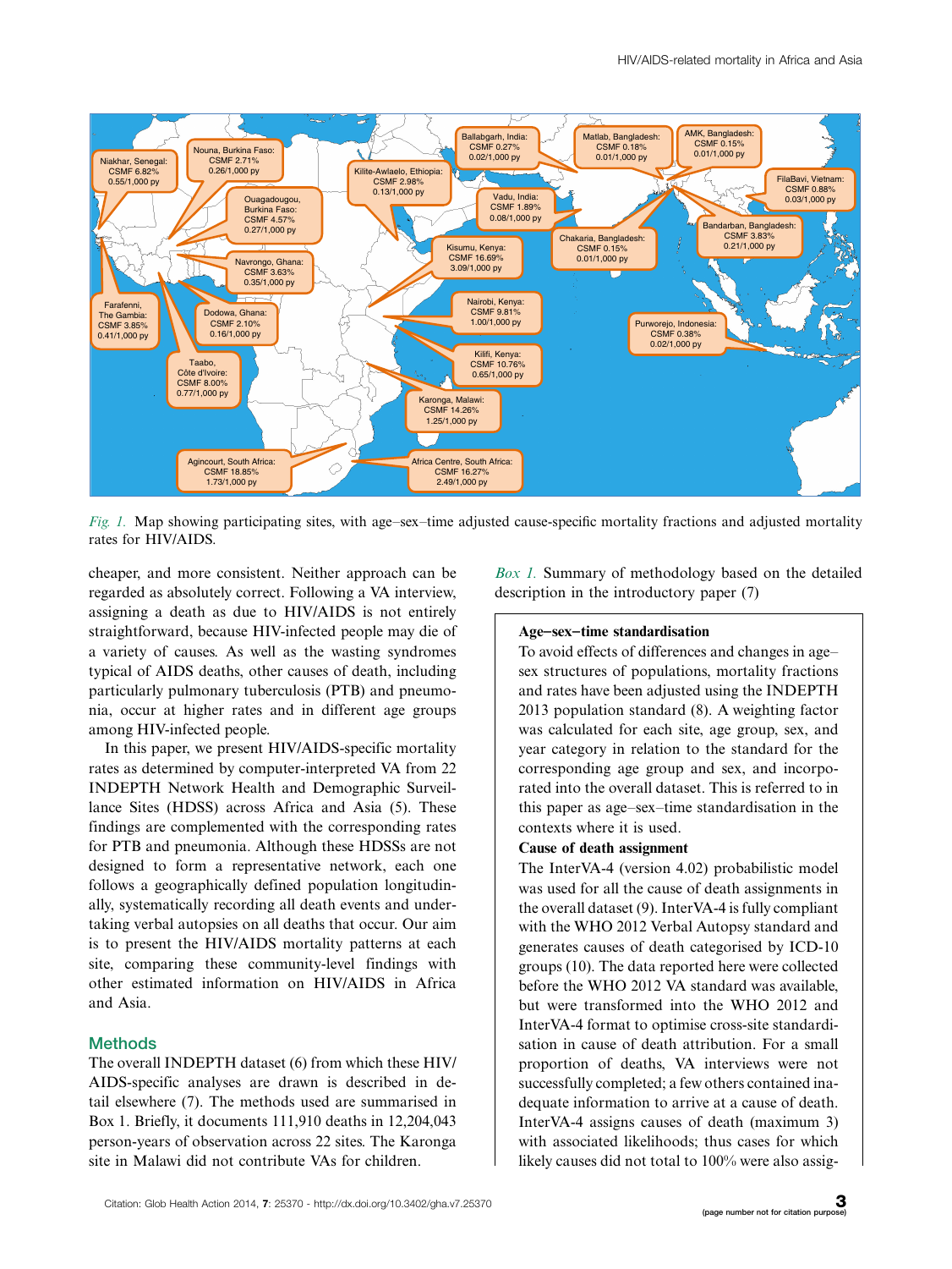*Fig. 1.* Map showing participating sites, with age–sex–time adjusted cause-specific mortality fractions and adjusted mortality rates for HIV/AIDS.

cheaper, and more consistent. Neither approach can be regarded as absolutely correct. Following a VA interview, assigning a death as due to HIV/AIDS is not entirely straightforward, because HIV-infected people may die of a variety of causes. As well as the wasting syndromes typical of AIDS deaths, other causes of death, including particularly pulmonary tuberculosis (PTB) and pneumonia, occur at higher rates and in different age groups among HIV-infected people.

In this paper, we present HIV/AIDS-specific mortality rates as determined by computer-interpreted VA from 22 INDEPTH Network Health and Demographic Surveillance Sites (HDSS) across Africa and Asia (5). These findings are complemented with the corresponding rates for PTB and pneumonia. Although these HDSSs are not designed to form a representative network, each one follows a geographically defined population longitudinally, systematically recording all death events and undertaking verbal autopsies on all deaths that occur. Our aim is to present the HIV/AIDS mortality patterns at each site, comparing these community-level findings with other estimated information on HIV/AIDS in Africa and Asia.

## Methods

The overall INDEPTH dataset (6) from which these HIV/AIDS-specific analyses are drawn is described in detail elsewhere (7). The methods used are summarised in Box 1. Briefly, it documents 111,910 deaths in 12,204,043 person-years of observation across 22 sites. The Karonga site in Malawi did not contribute VAs for children.

*Box 1.* Summary of methodology based on the detailed description in the introductory paper (7)

**Age–sex–time standardisation**

To avoid effects of differences and changes in age–sex structures of populations, mortality fractions and rates have been adjusted using the INDEPTH 2013 population standard (8). A weighting factor was calculated for each site, age group, sex, and year category in relation to the standard for the corresponding age group and sex, and incorporated into the overall dataset. This is referred to in this paper as age–sex–time standardisation in the contexts where it is used.

**Cause of death assignment**

The InterVA-4 (version 4.02) probabilistic model was used for all the cause of death assignments in the overall dataset (9). InterVA-4 is fully compliant with the WHO 2012 Verbal Autopsy standard and generates causes of death categorised by ICD-10 groups (10). The data reported here were collected before the WHO 2012 VA standard was available, but were transformed into the WHO 2012 and InterVA-4 format to optimise cross-site standardisation in cause of death attribution. For a small proportion of deaths, VA interviews were not successfully completed; a few others contained inadequate information to arrive at a cause of death. InterVA-4 assigns causes of death (maximum 3) with associated likelihoods; thus cases for which likely causes did not total to 100% were also assig-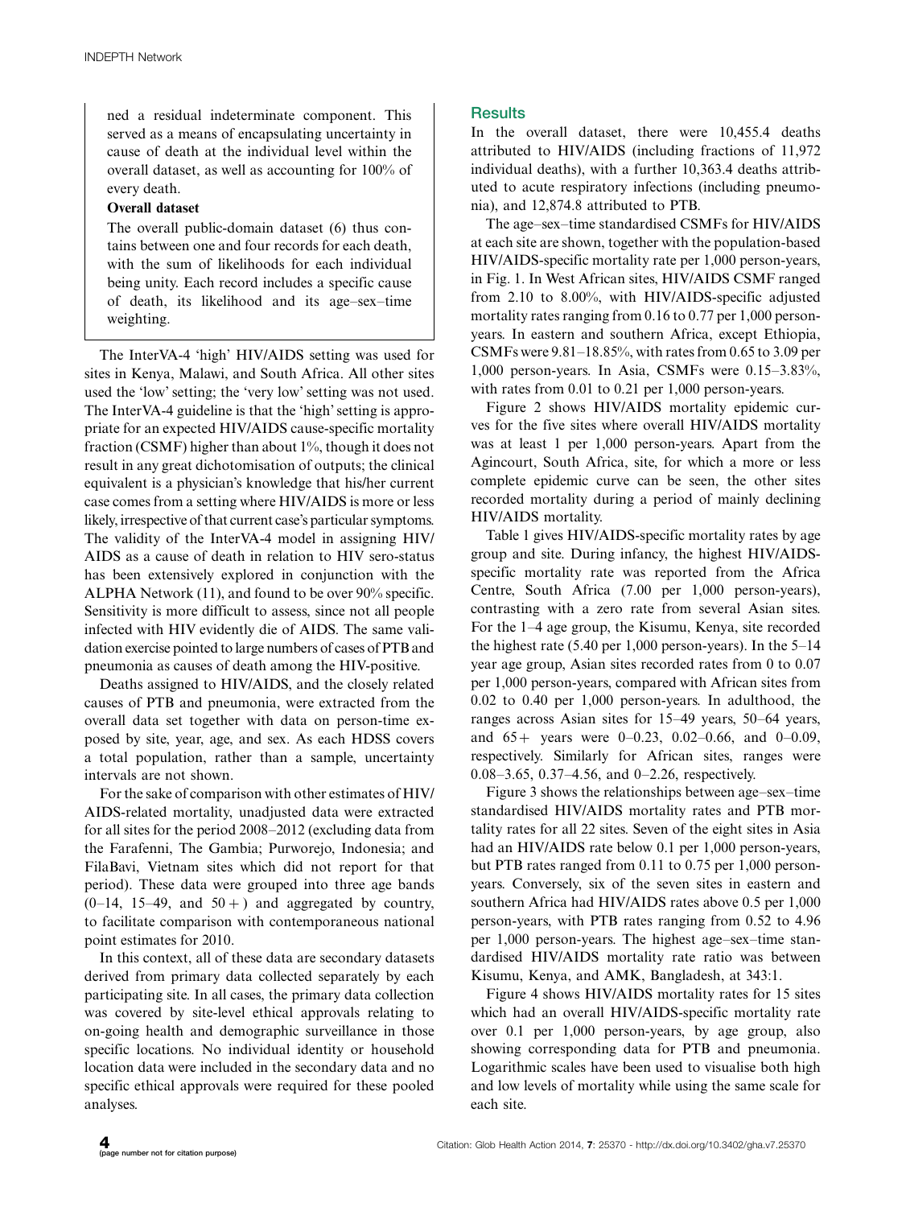ned a residual indeterminate component. This served as a means of encapsulating uncertainty in cause of death at the individual level within the overall dataset, as well as accounting for 100% of every death.

**Overall dataset**

The overall public-domain dataset (6) thus contains between one and four records for each death, with the sum of likelihoods for each individual being unity. Each record includes a specific cause of death, its likelihood and its age–sex–time weighting.

The InterVA-4 'high' HIV/AIDS setting was used for sites in Kenya, Malawi, and South Africa. All other sites used the 'low' setting; the 'very low' setting was not used. The InterVA-4 guideline is that the 'high' setting is appropriate for an expected HIV/AIDS cause-specific mortality fraction (CSMF) higher than about 1%, though it does not result in any great dichotomisation of outputs; the clinical equivalent is a physician's knowledge that his/her current case comes from a setting where HIV/AIDS is more or less likely, irrespective of that current case's particular symptoms. The validity of the InterVA-4 model in assigning HIV/AIDS as a cause of death in relation to HIV sero-status has been extensively explored in conjunction with the ALPHA Network (11), and found to be over 90% specific. Sensitivity is more difficult to assess, since not all people infected with HIV evidently die of AIDS. The same validation exercise pointed to large numbers of cases of PTB and pneumonia as causes of death among the HIV-positive.

Deaths assigned to HIV/AIDS, and the closely related causes of PTB and pneumonia, were extracted from the overall data set together with data on person-time exposed by site, year, age, and sex. As each HDSS covers a total population, rather than a sample, uncertainty intervals are not shown.

For the sake of comparison with other estimates of HIV/AIDS-related mortality, unadjusted data were extracted for all sites for the period 2008–2012 (excluding data from the Farafenni, The Gambia; Purworejo, Indonesia; and FilaBavi, Vietnam sites which did not report for that period). These data were grouped into three age bands (0–14, 15–49, and 50+) and aggregated by country, to facilitate comparison with contemporaneous national point estimates for 2010.

In this context, all of these data are secondary datasets derived from primary data collected separately by each participating site. In all cases, the primary data collection was covered by site-level ethical approvals relating to on-going health and demographic surveillance in those specific locations. No individual identity or household location data were included in the secondary data and no specific ethical approvals were required for these pooled analyses.

## Results

In the overall dataset, there were 10,455.4 deaths attributed to HIV/AIDS (including fractions of 11,972 individual deaths), with a further 10,363.4 deaths attributed to acute respiratory infections (including pneumonia), and 12,874.8 attributed to PTB.

The age–sex–time standardised CSMFs for HIV/AIDS at each site are shown, together with the population-based HIV/AIDS-specific mortality rate per 1,000 person-years, in Fig. 1. In West African sites, HIV/AIDS CSMF ranged from 2.10 to 8.00%, with HIV/AIDS-specific adjusted mortality rates ranging from 0.16 to 0.77 per 1,000 person-years. In eastern and southern Africa, except Ethiopia, CSMFs were 9.81–18.85%, with rates from 0.65 to 3.09 per 1,000 person-years. In Asia, CSMFs were 0.15–3.83%, with rates from 0.01 to 0.21 per 1,000 person-years.

Figure 2 shows HIV/AIDS mortality epidemic curves for the five sites where overall HIV/AIDS mortality was at least 1 per 1,000 person-years. Apart from the Agincourt, South Africa, site, for which a more or less complete epidemic curve can be seen, the other sites recorded mortality during a period of mainly declining HIV/AIDS mortality.

Table 1 gives HIV/AIDS-specific mortality rates by age group and site. During infancy, the highest HIV/AIDS-specific mortality rate was reported from the Africa Centre, South Africa (7.00 per 1,000 person-years), contrasting with a zero rate from several Asian sites. For the 1–4 age group, the Kisumu, Kenya, site recorded the highest rate (5.40 per 1,000 person-years). In the 5–14 year age group, Asian sites recorded rates from 0 to 0.07 per 1,000 person-years, compared with African sites from 0.02 to 0.40 per 1,000 person-years. In adulthood, the ranges across Asian sites for 15–49 years, 50–64 years, and 65+ years were 0–0.23, 0.02–0.66, and 0–0.09, respectively. Similarly for African sites, ranges were 0.08–3.65, 0.37–4.56, and 0–2.26, respectively.

Figure 3 shows the relationships between age–sex–time standardised HIV/AIDS mortality rates and PTB mortality rates for all 22 sites. Seven of the eight sites in Asia had an HIV/AIDS rate below 0.1 per 1,000 person-years, but PTB rates ranged from 0.11 to 0.75 per 1,000 person-years. Conversely, six of the seven sites in eastern and southern Africa had HIV/AIDS rates above 0.5 per 1,000 person-years, with PTB rates ranging from 0.52 to 4.96 per 1,000 person-years. The highest age–sex–time standardised HIV/AIDS mortality rate ratio was between Kisumu, Kenya, and AMK, Bangladesh, at 343:1.

Figure 4 shows HIV/AIDS mortality rates for 15 sites which had an overall HIV/AIDS-specific mortality rate over 0.1 per 1,000 person-years, by age group, also showing corresponding data for PTB and pneumonia. Logarithmic scales have been used to visualise both high and low levels of mortality while using the same scale for each site.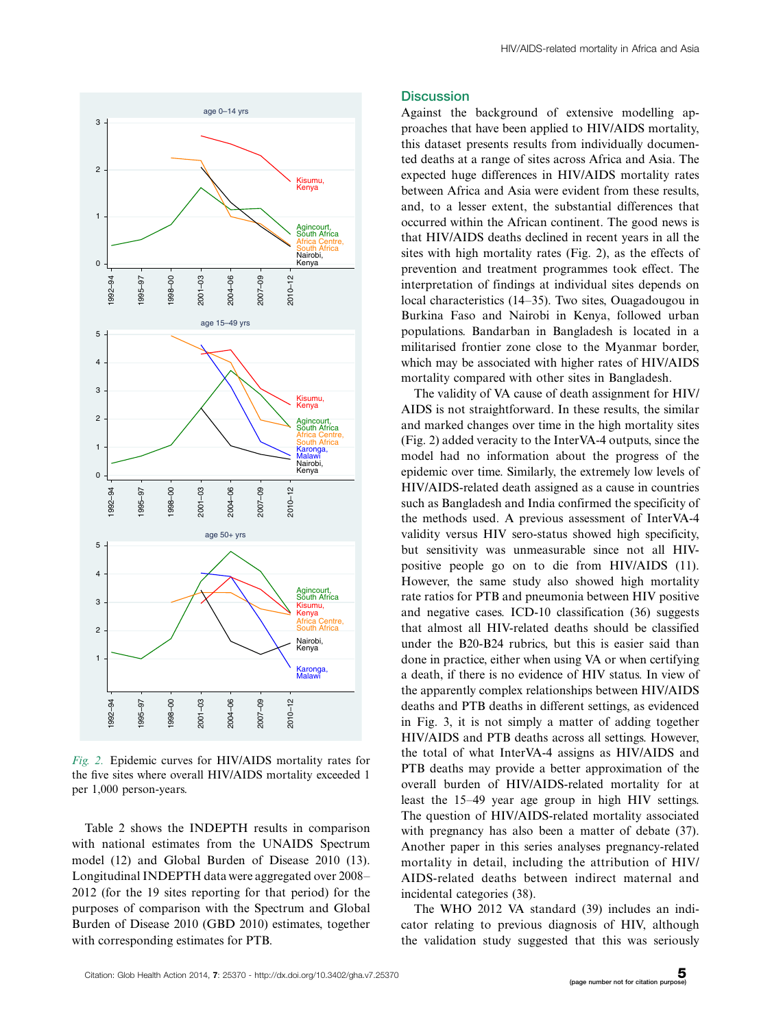Fig. 2. Epidemic curves for HIV/AIDS mortality rates for the five sites where overall HIV/AIDS mortality exceeded 1 per 1,000 person-years.

Table 2 shows the INDEPTH results in comparison with national estimates from the UNAIDS Spectrum model (12) and Global Burden of Disease 2010 (13). Longitudinal INDEPTH data were aggregated over 2008–2012 (for the 19 sites reporting for that period) for the purposes of comparison with the Spectrum and Global Burden of Disease 2010 (GBD 2010) estimates, together with corresponding estimates for PTB.

## Discussion

Against the background of extensive modelling approaches that have been applied to HIV/AIDS mortality, this dataset presents results from individually documented deaths at a range of sites across Africa and Asia. The expected huge differences in HIV/AIDS mortality rates between Africa and Asia were evident from these results, and, to a lesser extent, the substantial differences that occurred within the African continent. The good news is that HIV/AIDS deaths declined in recent years in all the sites with high mortality rates (Fig. 2), as the effects of prevention and treatment programmes took effect. The interpretation of findings at individual sites depends on local characteristics (14–35). Two sites, Ouagadougou in Burkina Faso and Nairobi in Kenya, followed urban populations. Bandarban in Bangladesh is located in a militarised frontier zone close to the Myanmar border, which may be associated with higher rates of HIV/AIDS mortality compared with other sites in Bangladesh.

The validity of VA cause of death assignment for HIV/AIDS is not straightforward. In these results, the similar and marked changes over time in the high mortality sites (Fig. 2) added veracity to the InterVA-4 outputs, since the model had no information about the progress of the epidemic over time. Similarly, the extremely low levels of HIV/AIDS-related death assigned as a cause in countries such as Bangladesh and India confirmed the specificity of the methods used. A previous assessment of InterVA-4 validity versus HIV sero-status showed high specificity, but sensitivity was unmeasurable since not all HIV-positive people go on to die from HIV/AIDS (11). However, the same study also showed high mortality rate ratios for PTB and pneumonia between HIV positive and negative cases. ICD-10 classification (36) suggests that almost all HIV-related deaths should be classified under the B20-B24 rubrics, but this is easier said than done in practice, either when using VA or when certifying a death, if there is no evidence of HIV status. In view of the apparently complex relationships between HIV/AIDS deaths and PTB deaths in different settings, as evidenced in Fig. 3, it is not simply a matter of adding together HIV/AIDS and PTB deaths across all settings. However, the total of what InterVA-4 assigns as HIV/AIDS and PTB deaths may provide a better approximation of the overall burden of HIV/AIDS-related mortality for at least the 15–49 year age group in high HIV settings. The question of HIV/AIDS-related mortality associated with pregnancy has also been a matter of debate (37). Another paper in this series analyses pregnancy-related mortality in detail, including the attribution of HIV/AIDS-related deaths between indirect maternal and incidental categories (38).

The WHO 2012 VA standard (39) includes an indicator relating to previous diagnosis of HIV, although the validation study suggested that this was seriously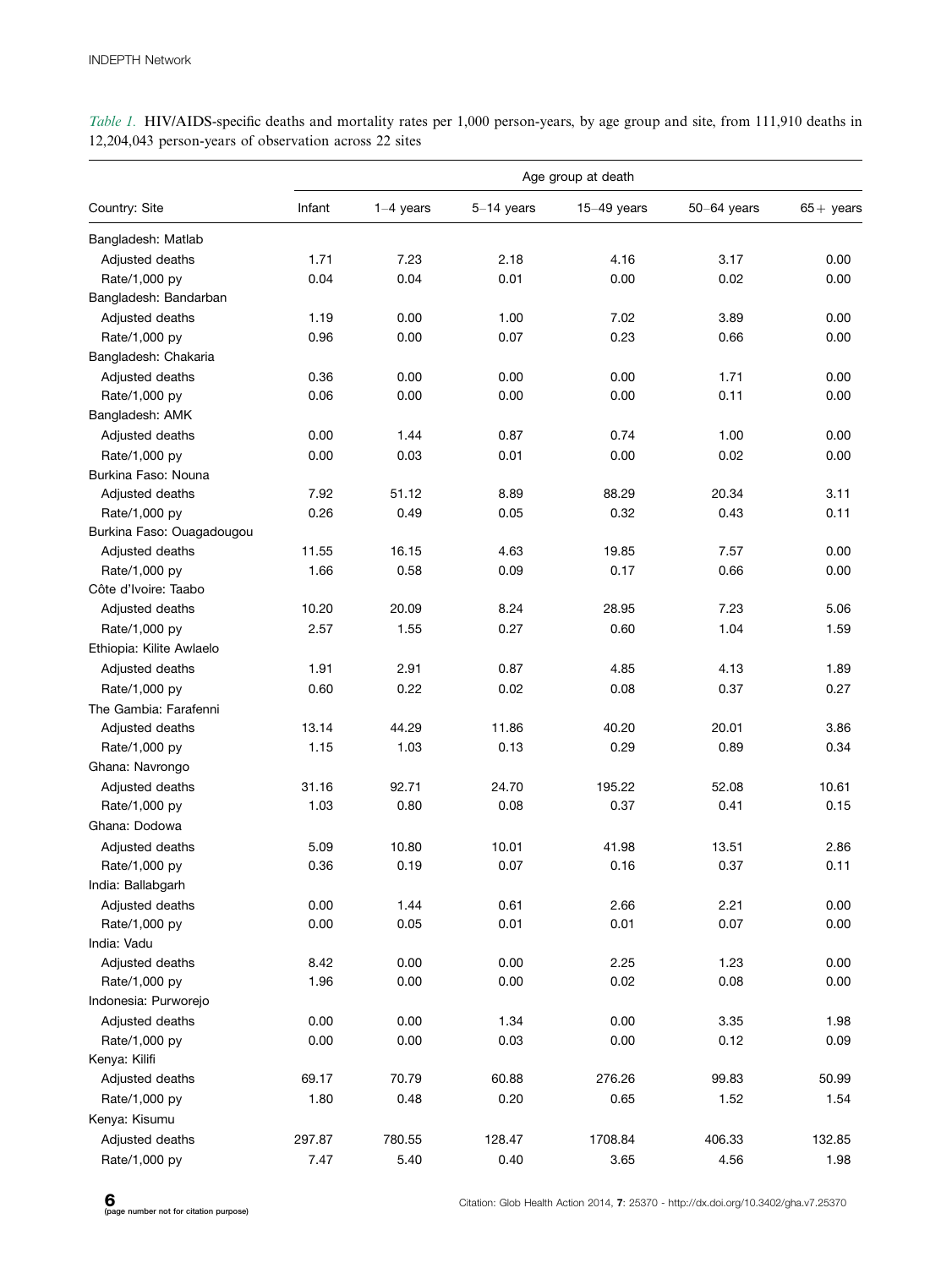*Table 1.* HIV/AIDS-specific deaths and mortality rates per 1,000 person-years, by age group and site, from 111,910 deaths in 12,204,043 person-years of observation across 22 sites

| Country: Site | Age group at death | | | | | |
|---|---|---|---|---|---|---|
| | Infant | 1–4 years | 5–14 years | 15–49 years | 50–64 years | 65+ years |
| Bangladesh: Matlab | | | | | | |
| Adjusted deaths | 1.71 | 7.23 | 2.18 | 4.16 | 3.17 | 0.00 |
| Rate/1,000 py | 0.04 | 0.04 | 0.01 | 0.00 | 0.02 | 0.00 |
| Bangladesh: Bandarban | | | | | | |
| Adjusted deaths | 1.19 | 0.00 | 1.00 | 7.02 | 3.89 | 0.00 |
| Rate/1,000 py | 0.96 | 0.00 | 0.07 | 0.23 | 0.66 | 0.00 |
| Bangladesh: Chakaria | | | | | | |
| Adjusted deaths | 0.36 | 0.00 | 0.00 | 0.00 | 1.71 | 0.00 |
| Rate/1,000 py | 0.06 | 0.00 | 0.00 | 0.00 | 0.11 | 0.00 |
| Bangladesh: AMK | | | | | | |
| Adjusted deaths | 0.00 | 1.44 | 0.87 | 0.74 | 1.00 | 0.00 |
| Rate/1,000 py | 0.00 | 0.03 | 0.01 | 0.00 | 0.02 | 0.00 |
| Burkina Faso: Nouna | | | | | | |
| Adjusted deaths | 7.92 | 51.12 | 8.89 | 88.29 | 20.34 | 3.11 |
| Rate/1,000 py | 0.26 | 0.49 | 0.05 | 0.32 | 0.43 | 0.11 |
| Burkina Faso: Ouagadougou | | | | | | |
| Adjusted deaths | 11.55 | 16.15 | 4.63 | 19.85 | 7.57 | 0.00 |
| Rate/1,000 py | 1.66 | 0.58 | 0.09 | 0.17 | 0.66 | 0.00 |
| Côte d'Ivoire: Taabo | | | | | | |
| Adjusted deaths | 10.20 | 20.09 | 8.24 | 28.95 | 7.23 | 5.06 |
| Rate/1,000 py | 2.57 | 1.55 | 0.27 | 0.60 | 1.04 | 1.59 |
| Ethiopia: Kilite Awlaelo | | | | | | |
| Adjusted deaths | 1.91 | 2.91 | 0.87 | 4.85 | 4.13 | 1.89 |
| Rate/1,000 py | 0.60 | 0.22 | 0.02 | 0.08 | 0.37 | 0.27 |
| The Gambia: Farafenni | | | | | | |
| Adjusted deaths | 13.14 | 44.29 | 11.86 | 40.20 | 20.01 | 3.86 |
| Rate/1,000 py | 1.15 | 1.03 | 0.13 | 0.29 | 0.89 | 0.34 |
| Ghana: Navrongo | | | | | | |
| Adjusted deaths | 31.16 | 92.71 | 24.70 | 195.22 | 52.08 | 10.61 |
| Rate/1,000 py | 1.03 | 0.80 | 0.08 | 0.37 | 0.41 | 0.15 |
| Ghana: Dodowa | | | | | | |
| Adjusted deaths | 5.09 | 10.80 | 10.01 | 41.98 | 13.51 | 2.86 |
| Rate/1,000 py | 0.36 | 0.19 | 0.07 | 0.16 | 0.37 | 0.11 |
| India: Ballabgarh | | | | | | |
| Adjusted deaths | 0.00 | 1.44 | 0.61 | 2.66 | 2.21 | 0.00 |
| Rate/1,000 py | 0.00 | 0.05 | 0.01 | 0.01 | 0.07 | 0.00 |
| India: Vadu | | | | | | |
| Adjusted deaths | 8.42 | 0.00 | 0.00 | 2.25 | 1.23 | 0.00 |
| Rate/1,000 py | 1.96 | 0.00 | 0.00 | 0.02 | 0.08 | 0.00 |
| Indonesia: Purworejo | | | | | | |
| Adjusted deaths | 0.00 | 0.00 | 1.34 | 0.00 | 3.35 | 1.98 |
| Rate/1,000 py | 0.00 | 0.00 | 0.03 | 0.00 | 0.12 | 0.09 |
| Kenya: Kilifi | | | | | | |
| Adjusted deaths | 69.17 | 70.79 | 60.88 | 276.26 | 99.83 | 50.99 |
| Rate/1,000 py | 1.80 | 0.48 | 0.20 | 0.65 | 1.52 | 1.54 |
| Kenya: Kisumu | | | | | | |
| Adjusted deaths | 297.87 | 780.55 | 128.47 | 1708.84 | 406.33 | 132.85 |
| Rate/1,000 py | 7.47 | 5.40 | 0.40 | 3.65 | 4.56 | 1.98 |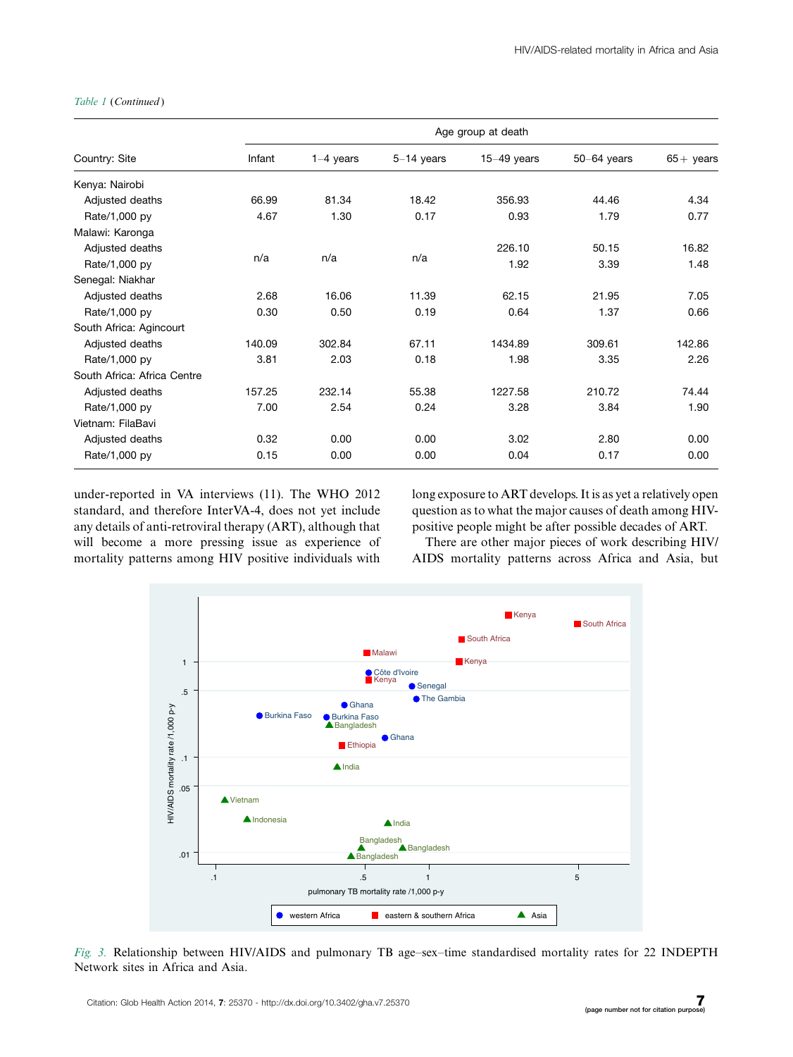*Table 1* (*Continued*)

| Country: Site | Infant | 1–4 years | 5–14 years | 15–49 years | 50–64 years | 65+ years |
|---|---|---|---|---|---|---|
| | Age group at death | | | | | |
| Kenya: Nairobi | | | | | | |
| Adjusted deaths | 66.99 | 81.34 | 18.42 | 356.93 | 44.46 | 4.34 |
| Rate/1,000 py | 4.67 | 1.30 | 0.17 | 0.93 | 1.79 | 0.77 |
| Malawi: Karonga | | | | | | |
| Adjusted deaths | n/a | n/a | n/a | 226.10 | 50.15 | 16.82 |
| Rate/1,000 py | | | | 1.92 | 3.39 | 1.48 |
| Senegal: Niakhar | | | | | | |
| Adjusted deaths | 2.68 | 16.06 | 11.39 | 62.15 | 21.95 | 7.05 |
| Rate/1,000 py | 0.30 | 0.50 | 0.19 | 0.64 | 1.37 | 0.66 |
| South Africa: Agincourt | | | | | | |
| Adjusted deaths | 140.09 | 302.84 | 67.11 | 1434.89 | 309.61 | 142.86 |
| Rate/1,000 py | 3.81 | 2.03 | 0.18 | 1.98 | 3.35 | 2.26 |
| South Africa: Africa Centre | | | | | | |
| Adjusted deaths | 157.25 | 232.14 | 55.38 | 1227.58 | 210.72 | 74.44 |
| Rate/1,000 py | 7.00 | 2.54 | 0.24 | 3.28 | 3.84 | 1.90 |
| Vietnam: FilaBavi | | | | | | |
| Adjusted deaths | 0.32 | 0.00 | 0.00 | 3.02 | 2.80 | 0.00 |
| Rate/1,000 py | 0.15 | 0.00 | 0.00 | 0.04 | 0.17 | 0.00 |

under-reported in VA interviews (11). The WHO 2012 standard, and therefore InterVA-4, does not yet include any details of anti-retroviral therapy (ART), although that will become a more pressing issue as experience of mortality patterns among HIV positive individuals with long exposure to ART develops. It is as yet a relatively open question as to what the major causes of death among HIV-positive people might be after possible decades of ART.

There are other major pieces of work describing HIV/AIDS mortality patterns across Africa and Asia, but

*Fig. 3.* Relationship between HIV/AIDS and pulmonary TB age–sex–time standardised mortality rates for 22 INDEPTH Network sites in Africa and Asia.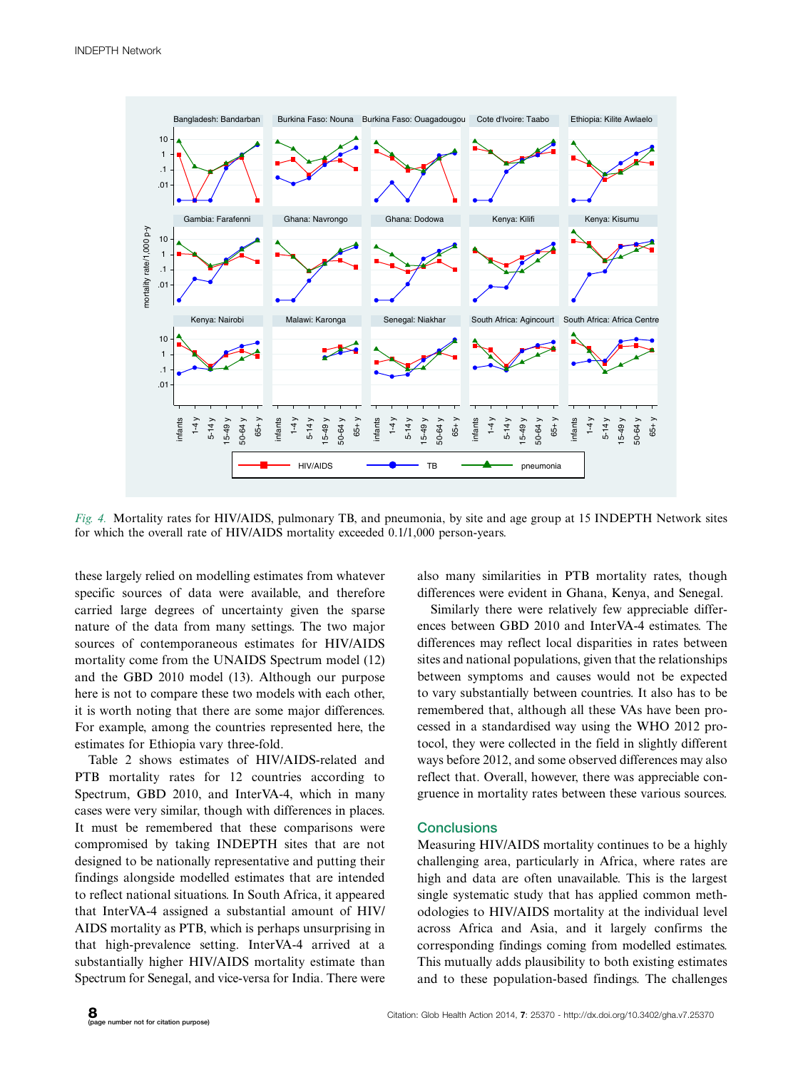*Fig. 4.* Mortality rates for HIV/AIDS, pulmonary TB, and pneumonia, by site and age group at 15 INDEPTH Network sites for which the overall rate of HIV/AIDS mortality exceeded 0.1/1,000 person-years.

these largely relied on modelling estimates from whatever specific sources of data were available, and therefore carried large degrees of uncertainty given the sparse nature of the data from many settings. The two major sources of contemporaneous estimates for HIV/AIDS mortality come from the UNAIDS Spectrum model (12) and the GBD 2010 model (13). Although our purpose here is not to compare these two models with each other, it is worth noting that there are some major differences. For example, among the countries represented here, the estimates for Ethiopia vary three-fold.

Table 2 shows estimates of HIV/AIDS-related and PTB mortality rates for 12 countries according to Spectrum, GBD 2010, and InterVA-4, which in many cases were very similar, though with differences in places. It must be remembered that these comparisons were compromised by taking INDEPTH sites that are not designed to be nationally representative and putting their findings alongside modelled estimates that are intended to reflect national situations. In South Africa, it appeared that InterVA-4 assigned a substantial amount of HIV/AIDS mortality as PTB, which is perhaps unsurprising in that high-prevalence setting. InterVA-4 arrived at a substantially higher HIV/AIDS mortality estimate than Spectrum for Senegal, and vice-versa for India. There were also many similarities in PTB mortality rates, though differences were evident in Ghana, Kenya, and Senegal.

Similarly there were relatively few appreciable differences between GBD 2010 and InterVA-4 estimates. The differences may reflect local disparities in rates between sites and national populations, given that the relationships between symptoms and causes would not be expected to vary substantially between countries. It also has to be remembered that, although all these VAs have been processed in a standardised way using the WHO 2012 protocol, they were collected in the field in slightly different ways before 2012, and some observed differences may also reflect that. Overall, however, there was appreciable congruence in mortality rates between these various sources.

## Conclusions

Measuring HIV/AIDS mortality continues to be a highly challenging area, particularly in Africa, where rates are high and data are often unavailable. This is the largest single systematic study that has applied common methodologies to HIV/AIDS mortality at the individual level across Africa and Asia, and it largely confirms the corresponding findings coming from modelled estimates. This mutually adds plausibility to both existing estimates and to these population-based findings. The challenges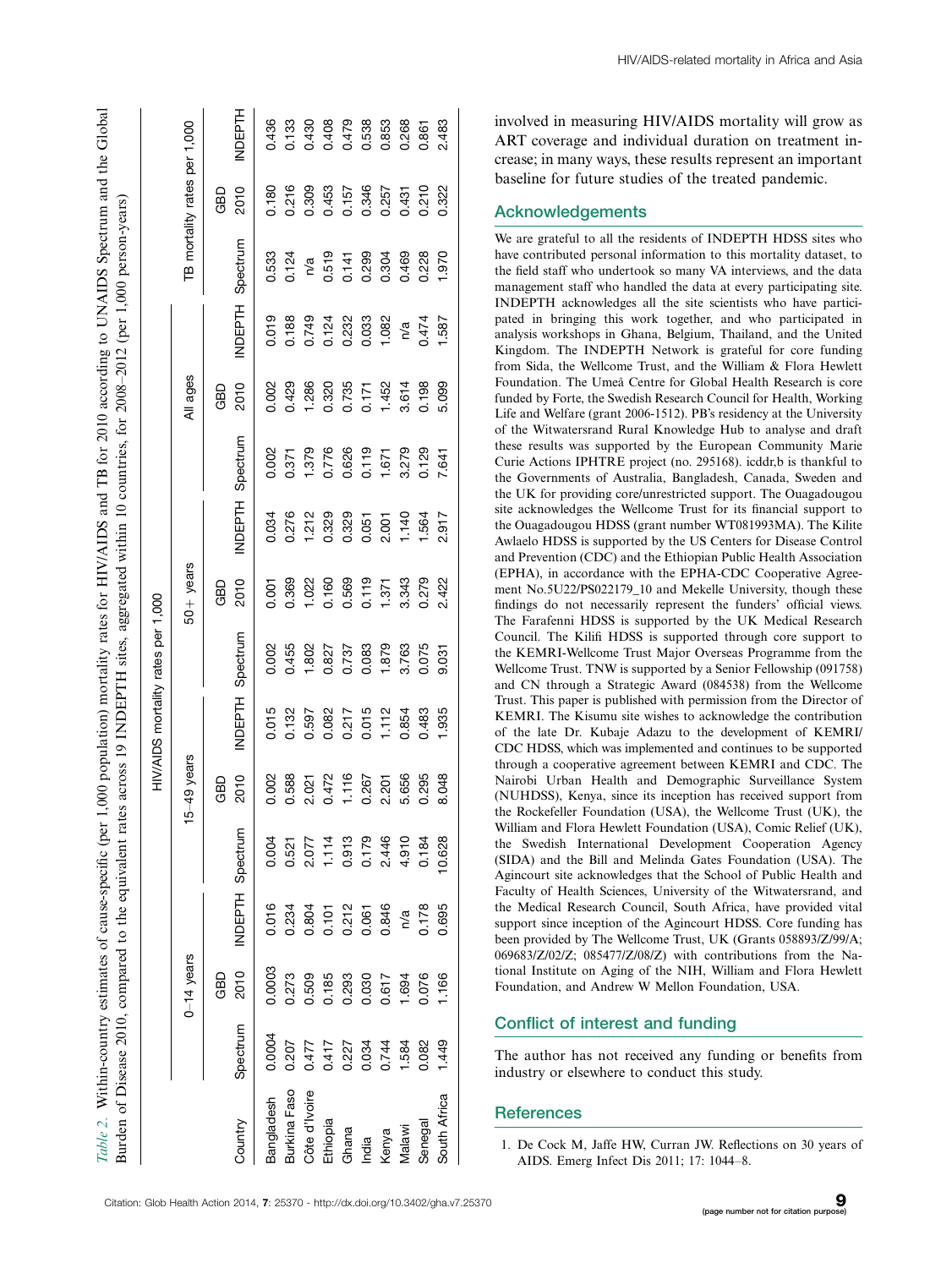*Table 2.* Within-country estimates of cause-specific (per 1,000 population) mortality rates for HIV/AIDS and TB for 2010 according to UNAIDS Spectrum and the Global Burden of Disease 2010, compared to the equivalent rates across 19 INDEPTH sites, aggregated within 10 countries, for 2008–2012 (per 1,000 person-years)

| | HIV/AIDS mortality rates per 1,000 | | | | | | | | | | | | TB mortality rates per 1,000 | | |
|---|---|---|---|---|---|---|---|---|---|---|---|---|---|---|---|
| | 0–14 years | | | 15–49 years | | | 50+ years | | | All ages | | | | | |
| Country | Spectrum | GBD 2010 | INDEPTH | Spectrum | GBD 2010 | INDEPTH | Spectrum | GBD 2010 | INDEPTH | Spectrum | GBD 2010 | INDEPTH | Spectrum | GBD 2010 | INDEPTH |
| Bangladesh | 0.0004 | 0.0003 | 0.016 | 0.004 | 0.002 | 0.015 | 0.002 | 0.001 | 0.034 | 0.002 | 0.002 | 0.019 | 0.533 | 0.180 | 0.436 |
| Burkina Faso | 0.207 | 0.273 | 0.234 | 0.521 | 0.588 | 0.132 | 0.455 | 0.369 | 0.276 | 0.371 | 0.429 | 0.188 | 0.124 | 0.216 | 0.133 |
| Côte d'Ivoire | 0.477 | 0.509 | 0.804 | 2.077 | 2.021 | 0.597 | 1.802 | 1.022 | 1.212 | 1.379 | 1.286 | 0.749 | n/a | 0.309 | 0.430 |
| Ethiopia | 0.417 | 0.185 | 0.101 | 1.114 | 0.472 | 0.082 | 0.827 | 0.160 | 0.329 | 0.776 | 0.320 | 0.124 | 0.519 | 0.453 | 0.408 |
| Ghana | 0.227 | 0.293 | 0.212 | 0.913 | 1.116 | 0.217 | 0.737 | 0.569 | 0.329 | 0.626 | 0.735 | 0.232 | 0.141 | 0.157 | 0.479 |
| India | 0.034 | 0.030 | 0.061 | 0.179 | 0.267 | 0.015 | 0.083 | 0.119 | 0.051 | 0.119 | 0.171 | 0.033 | 0.299 | 0.346 | 0.538 |
| Kenya | 0.744 | 0.617 | 0.846 | 2.446 | 2.201 | 1.112 | 1.879 | 1.371 | 2.001 | 1.671 | 1.452 | 1.082 | 0.304 | 0.257 | 0.853 |
| Malawi | 1.584 | 1.694 | n/a | 4.910 | 5.656 | 0.854 | 3.763 | 3.343 | 1.140 | 3.279 | 3.614 | n/a | 0.469 | 0.431 | 0.268 |
| Senegal | 0.082 | 0.076 | 0.178 | 0.184 | 0.295 | 0.483 | 0.075 | 0.279 | 1.564 | 0.129 | 0.198 | 0.474 | 0.228 | 0.210 | 0.861 |
| South Africa | 1.449 | 1.166 | 0.695 | 10.628 | 8.048 | 1.935 | 9.031 | 2.422 | 2.917 | 7.641 | 5.099 | 1.587 | 1.970 | 0.322 | 2.483 |

involved in measuring HIV/AIDS mortality will grow as ART coverage and individual duration on treatment increase; in many ways, these results represent an important baseline for future studies of the treated pandemic.

## Acknowledgements

We are grateful to all the residents of INDEPTH HDSS sites who have contributed personal information to this mortality dataset, to the field staff who undertook so many VA interviews, and the data management staff who handled the data at every participating site. INDEPTH acknowledges all the site scientists who have participated in bringing this work together, and who participated in analysis workshops in Ghana, Belgium, Thailand, and the United Kingdom. The INDEPTH Network is grateful for core funding from Sida, the Wellcome Trust, and the William & Flora Hewlett Foundation. The Umeå Centre for Global Health Research is core funded by Forte, the Swedish Research Council for Health, Working Life and Welfare (grant 2006-1512). PB's residency at the University of the Witwatersrand Rural Knowledge Hub to analyse and draft these results was supported by the European Community Marie Curie Actions IPHTRE project (no. 295168). icddr,b is thankful to the Governments of Australia, Bangladesh, Canada, Sweden and the UK for providing core/unrestricted support. The Ouagadougou site acknowledges the Wellcome Trust for its financial support to the Ouagadougou HDSS (grant number WT081993MA). The Kilite Awlaelo HDSS is supported by the US Centers for Disease Control and Prevention (CDC) and the Ethiopian Public Health Association (EPHA), in accordance with the EPHA-CDC Cooperative Agreement No.5U22/PS022179_10 and Mekelle University, though these findings do not necessarily represent the funders' official views. The Farafenni HDSS is supported by the UK Medical Research Council. The Kilifi HDSS is supported through core support to the KEMRI-Wellcome Trust Major Overseas Programme from the Wellcome Trust. TNW is supported by a Senior Fellowship (091758) and CN through a Strategic Award (084538) from the Wellcome Trust. This paper is published with permission from the Director of KEMRI. The Kisumu site wishes to acknowledge the contribution of the late Dr. Kubaje Adazu to the development of KEMRI/CDC HDSS, which was implemented and continues to be supported through a cooperative agreement between KEMRI and CDC. The Nairobi Urban Health and Demographic Surveillance System (NUHDSS), Kenya, since its inception has received support from the Rockefeller Foundation (USA), the Wellcome Trust (UK), the William and Flora Hewlett Foundation (USA), Comic Relief (UK), the Swedish International Development Cooperation Agency (SIDA) and the Bill and Melinda Gates Foundation (USA). The Agincourt site acknowledges that the School of Public Health and Faculty of Health Sciences, University of the Witwatersrand, and the Medical Research Council, South Africa, have provided vital support since inception of the Agincourt HDSS. Core funding has been provided by The Wellcome Trust, UK (Grants 058893/Z/99/A; 069683/Z/02/Z; 085477/Z/08/Z) with contributions from the National Institute on Aging of the NIH, William and Flora Hewlett Foundation, and Andrew W Mellon Foundation, USA.

## Conflict of interest and funding

The author has not received any funding or benefits from industry or elsewhere to conduct this study.

## References

1. De Cock M, Jaffe HW, Curran JW. Reflections on 30 years of AIDS. Emerg Infect Dis 2011; 17: 1044–8.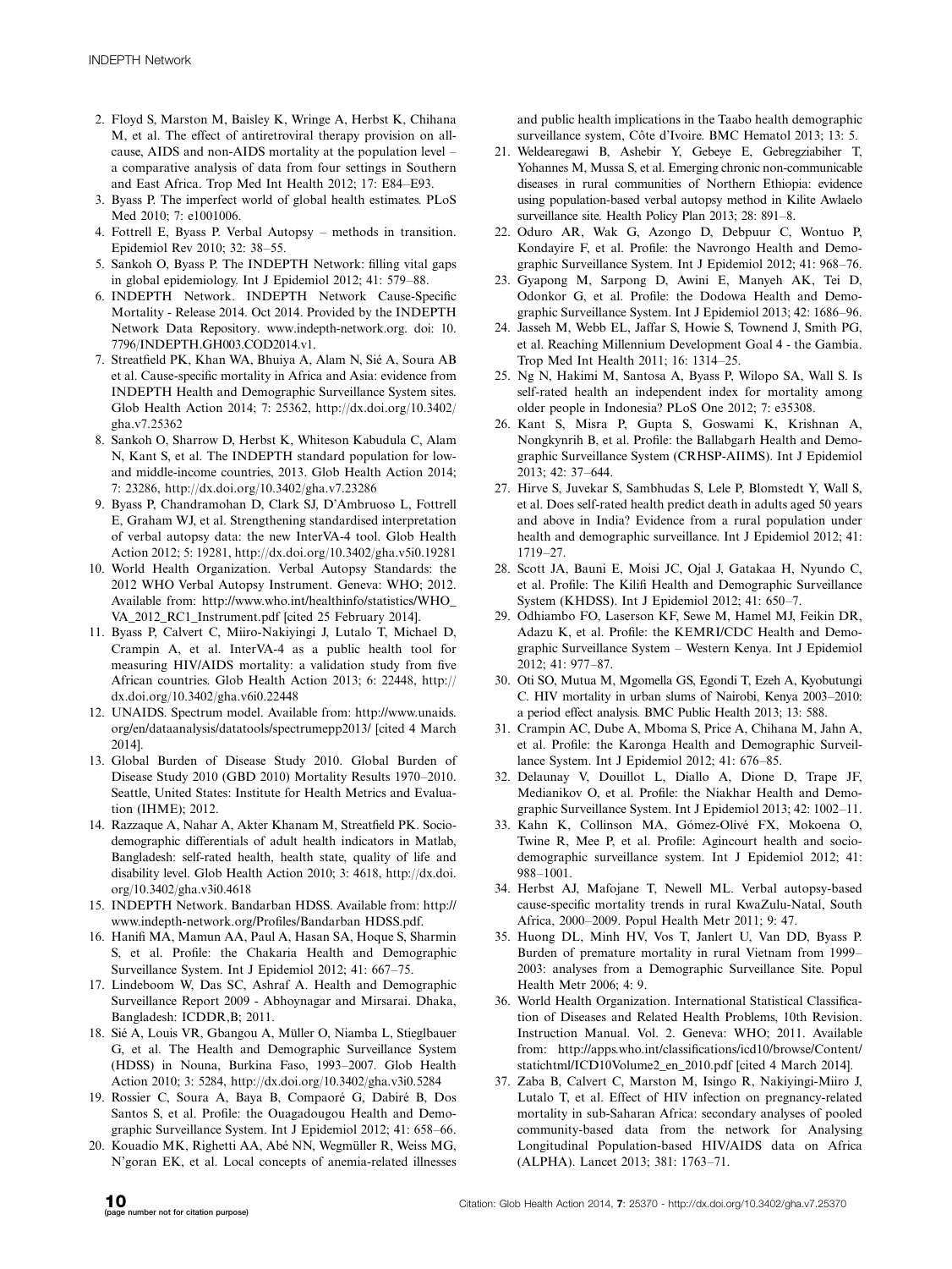2. Floyd S, Marston M, Baisley K, Wringe A, Herbst K, Chihana M, et al. The effect of antiretroviral therapy provision on all-cause, AIDS and non-AIDS mortality at the population level – a comparative analysis of data from four settings in Southern and East Africa. Trop Med Int Health 2012; 17: E84–E93.
3. Byass P. The imperfect world of global health estimates. PLoS Med 2010; 7: e1001006.
4. Fottrell E, Byass P. Verbal Autopsy – methods in transition. Epidemiol Rev 2010; 32: 38–55.
5. Sankoh O, Byass P. The INDEPTH Network: filling vital gaps in global epidemiology. Int J Epidemiol 2012; 41: 579–88.
6. INDEPTH Network. INDEPTH Network Cause-Specific Mortality - Release 2014. Oct 2014. Provided by the INDEPTH Network Data Repository. www.indepth-network.org. doi: 10.7796/INDEPTH.GH003.COD2014.v1.
7. Streatfield PK, Khan WA, Bhuiya A, Alam N, Sié A, Soura AB et al. Cause-specific mortality in Africa and Asia: evidence from INDEPTH Health and Demographic Surveillance System sites. Glob Health Action 2014; 7: 25362, http://dx.doi.org/10.3402/gha.v7.25362
8. Sankoh O, Sharrow D, Herbst K, Whiteson Kabudula C, Alam N, Kant S, et al. The INDEPTH standard population for low- and middle-income countries, 2013. Glob Health Action 2014; 7: 23286, http://dx.doi.org/10.3402/gha.v7.23286
9. Byass P, Chandramohan D, Clark SJ, D'Ambruoso L, Fottrell E, Graham WJ, et al. Strengthening standardised interpretation of verbal autopsy data: the new InterVA-4 tool. Glob Health Action 2012; 5: 19281, http://dx.doi.org/10.3402/gha.v5i0.19281
10. World Health Organization. Verbal Autopsy Standards: the 2012 WHO Verbal Autopsy Instrument. Geneva: WHO; 2012. Available from: http://www.who.int/healthinfo/statistics/WHO_VA_2012_RC1_Instrument.pdf [cited 25 February 2014].
11. Byass P, Calvert C, Miiro-Nakiyingi J, Lutalo T, Michael D, Crampin A, et al. InterVA-4 as a public health tool for measuring HIV/AIDS mortality: a validation study from five African countries. Glob Health Action 2013; 6: 22448, http://dx.doi.org/10.3402/gha.v6i0.22448
12. UNAIDS. Spectrum model. Available from: http://www.unaids.org/en/dataanalysis/datatools/spectrumepp2013/ [cited 4 March 2014].
13. Global Burden of Disease Study 2010. Global Burden of Disease Study 2010 (GBD 2010) Mortality Results 1970–2010. Seattle, United States: Institute for Health Metrics and Evaluation (IHME); 2012.
14. Razzaque A, Nahar A, Akter Khanam M, Streatfield PK. Socio-demographic differentials of adult health indicators in Matlab, Bangladesh: self-rated health, health state, quality of life and disability level. Glob Health Action 2010; 3: 4618, http://dx.doi.org/10.3402/gha.v3i0.4618
15. INDEPTH Network. Bandarban HDSS. Available from: http://www.indepth-network.org/Profiles/Bandarban HDSS.pdf.
16. Hanifi MA, Mamun AA, Paul A, Hasan SA, Hoque S, Sharmin S, et al. Profile: the Chakaria Health and Demographic Surveillance System. Int J Epidemiol 2012; 41: 667–75.
17. Lindeboom W, Das SC, Ashraf A. Health and Demographic Surveillance Report 2009 - Abhoynagar and Mirsarai. Dhaka, Bangladesh: ICDDR,B; 2011.
18. Sié A, Louis VR, Gbangou A, Müller O, Niamba L, Stieglbauer G, et al. The Health and Demographic Surveillance System (HDSS) in Nouna, Burkina Faso, 1993–2007. Glob Health Action 2010; 3: 5284, http://dx.doi.org/10.3402/gha.v3i0.5284
19. Rossier C, Soura A, Baya B, Compaoré G, Dabiré B, Dos Santos S, et al. Profile: the Ouagadougou Health and Demographic Surveillance System. Int J Epidemiol 2012; 41: 658–66.
20. Kouadio MK, Righetti AA, Abé NN, Wegmüller R, Weiss MG, N'goran EK, et al. Local concepts of anemia-related illnesses and public health implications in the Taabo health demographic surveillance system, Côte d'Ivoire. BMC Hematol 2013; 13: 5.
21. Weldearegawi B, Ashebir Y, Gebeye E, Gebregziabiher T, Yohannes M, Mussa S, et al. Emerging chronic non-communicable diseases in rural communities of Northern Ethiopia: evidence using population-based verbal autopsy method in Kilite Awlaelo surveillance site. Health Policy Plan 2013; 28: 891–8.
22. Oduro AR, Wak G, Azongo D, Debpuur C, Wontuo P, Kondayire F, et al. Profile: the Navrongo Health and Demographic Surveillance System. Int J Epidemiol 2012; 41: 968–76.
23. Gyapong M, Sarpong D, Awini E, Manyeh AK, Tei D, Odonkor G, et al. Profile: the Dodowa Health and Demographic Surveillance System. Int J Epidemiol 2013; 42: 1686–96.
24. Jasseh M, Webb EL, Jaffar S, Howie S, Townend J, Smith PG, et al. Reaching Millennium Development Goal 4 - the Gambia. Trop Med Int Health 2011; 16: 1314–25.
25. Ng N, Hakimi M, Santosa A, Byass P, Wilopo SA, Wall S. Is self-rated health an independent index for mortality among older people in Indonesia? PLoS One 2012; 7: e35308.
26. Kant S, Misra P, Gupta S, Goswami K, Krishnan A, Nongkynrih B, et al. Profile: the Ballabgarh Health and Demographic Surveillance System (CRHSP-AIIMS). Int J Epidemiol 2013; 42: 37–644.
27. Hirve S, Juvekar S, Sambhudas S, Lele P, Blomstedt Y, Wall S, et al. Does self-rated health predict death in adults aged 50 years and above in India? Evidence from a rural population under health and demographic surveillance. Int J Epidemiol 2012; 41: 1719–27.
28. Scott JA, Bauni E, Moisi JC, Ojal J, Gatakaa H, Nyundo C, et al. Profile: The Kilifi Health and Demographic Surveillance System (KHDSS). Int J Epidemiol 2012; 41: 650–7.
29. Odhiambo FO, Laserson KF, Sewe M, Hamel MJ, Feikin DR, Adazu K, et al. Profile: the KEMRI/CDC Health and Demographic Surveillance System – Western Kenya. Int J Epidemiol 2012; 41: 977–87.
30. Oti SO, Mutua M, Mgomella GS, Egondi T, Ezeh A, Kyobutungi C. HIV mortality in urban slums of Nairobi, Kenya 2003–2010: a period effect analysis. BMC Public Health 2013; 13: 588.
31. Crampin AC, Dube A, Mboma S, Price A, Chihana M, Jahn A, et al. Profile: the Karonga Health and Demographic Surveillance System. Int J Epidemiol 2012; 41: 676–85.
32. Delaunay V, Douillot L, Diallo A, Dione D, Trape JF, Medianikov O, et al. Profile: the Niakhar Health and Demographic Surveillance System. Int J Epidemiol 2013; 42: 1002–11.
33. Kahn K, Collinson MA, Gómez-Olivé FX, Mokoena O, Twine R, Mee P, et al. Profile: Agincourt health and socio-demographic surveillance system. Int J Epidemiol 2012; 41: 988–1001.
34. Herbst AJ, Mafojane T, Newell ML. Verbal autopsy-based cause-specific mortality trends in rural KwaZulu-Natal, South Africa, 2000–2009. Popul Health Metr 2011; 9: 47.
35. Huong DL, Minh HV, Vos T, Janlert U, Van DD, Byass P. Burden of premature mortality in rural Vietnam from 1999–2003: analyses from a Demographic Surveillance Site. Popul Health Metr 2006; 4: 9.
36. World Health Organization. International Statistical Classification of Diseases and Related Health Problems, 10th Revision. Instruction Manual. Vol. 2. Geneva: WHO; 2011. Available from: http://apps.who.int/classifications/icd10/browse/Content/statichtml/ICD10Volume2_en_2010.pdf [cited 4 March 2014].
37. Zaba B, Calvert C, Marston M, Isingo R, Nakiyingi-Miiro J, Lutalo T, et al. Effect of HIV infection on pregnancy-related mortality in sub-Saharan Africa: secondary analyses of pooled community-based data from the network for Analysing Longitudinal Population-based HIV/AIDS data on Africa (ALPHA). Lancet 2013; 381: 1763–71.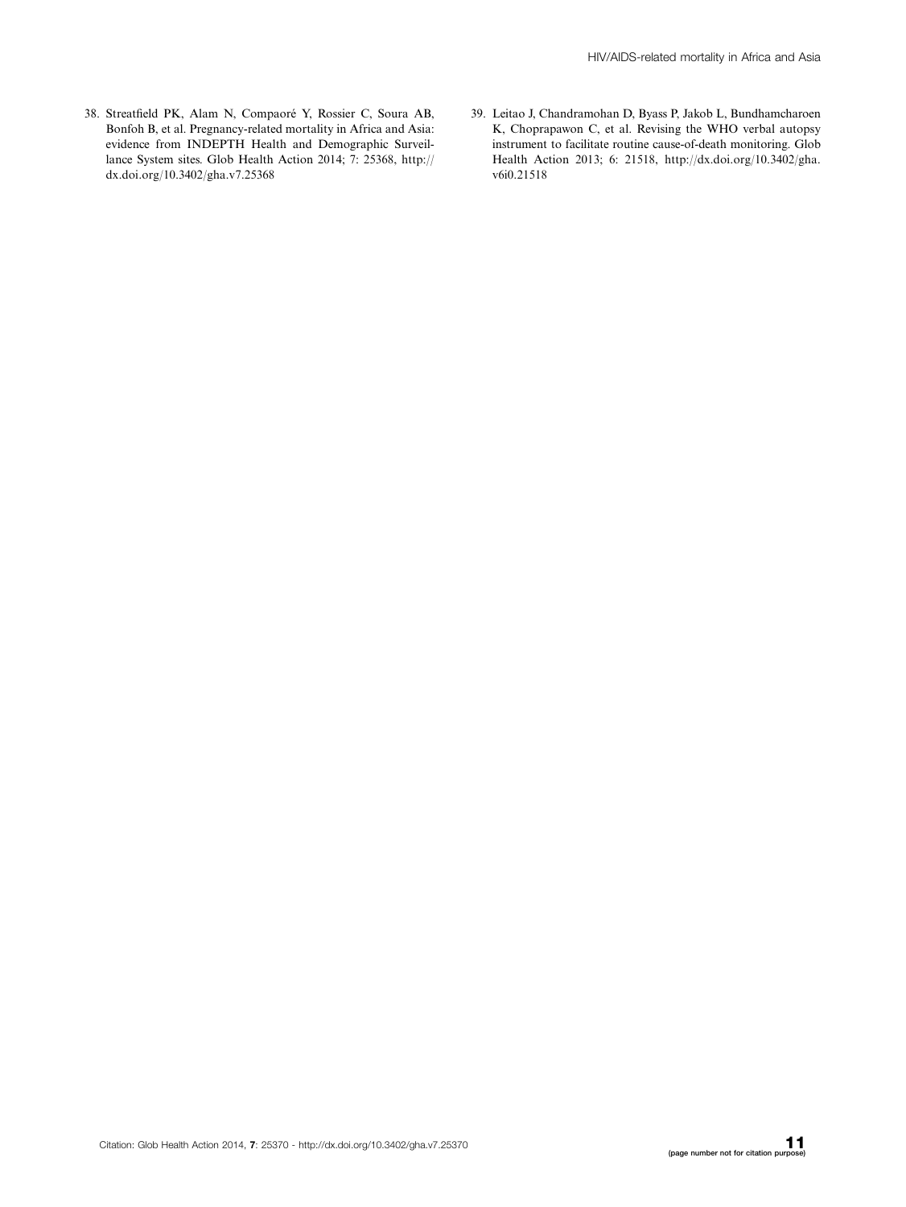38. Streatfield PK, Alam N, Compaoré Y, Rossier C, Soura AB, Bonfoh B, et al. Pregnancy-related mortality in Africa and Asia: evidence from INDEPTH Health and Demographic Surveillance System sites. Glob Health Action 2014; 7: 25368, http://dx.doi.org/10.3402/gha.v7.25368

39. Leitao J, Chandramohan D, Byass P, Jakob L, Bundhamcharoen K, Choprapawon C, et al. Revising the WHO verbal autopsy instrument to facilitate routine cause-of-death monitoring. Glob Health Action 2013; 6: 21518, http://dx.doi.org/10.3402/gha.v6i0.21518